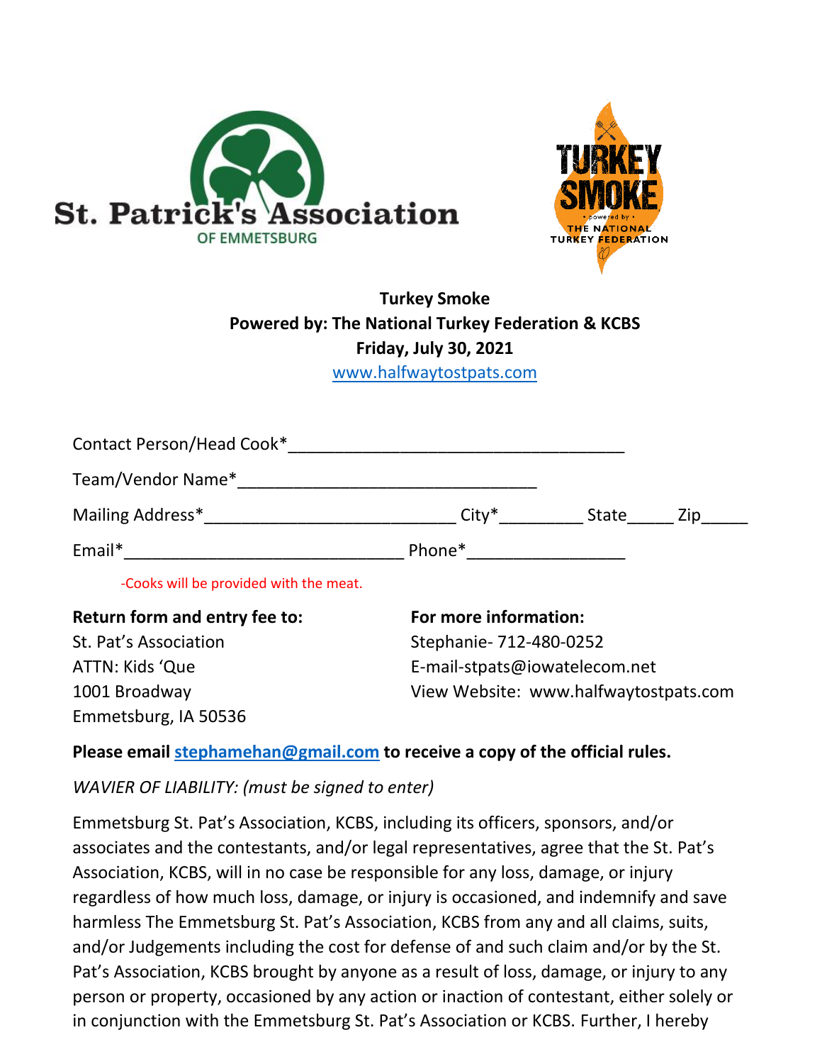St. Patrick's Association OF EMMETSBURG

TURKEY SMOKE • powered by • THE NATIONAL TURKEY FEDERATION

**Turkey Smoke**
**Powered by: The National Turkey Federation & KCBS**
**Friday, July 30, 2021**
www.halfwaytostpats.com

Contact Person/Head Cook*___________________________________

Team/Vendor Name*________________________________

Mailing Address*___________________________ City*_________ State_____ Zip_____

Email*______________________________ Phone*_________________

-Cooks will be provided with the meat.

**Return form and entry fee to:**
St. Pat's Association
ATTN: Kids 'Que
1001 Broadway
Emmetsburg, IA 50536

**For more information:**
Stephanie- 712-480-0252
E-mail-stpats@iowatelecom.net
View Website: www.halfwaytostpats.com

**Please email stephamehan@gmail.com to receive a copy of the official rules.**

*WAVIER OF LIABILITY: (must be signed to enter)*

Emmetsburg St. Pat's Association, KCBS, including its officers, sponsors, and/or associates and the contestants, and/or legal representatives, agree that the St. Pat's Association, KCBS, will in no case be responsible for any loss, damage, or injury regardless of how much loss, damage, or injury is occasioned, and indemnify and save harmless The Emmetsburg St. Pat's Association, KCBS from any and all claims, suits, and/or Judgements including the cost for defense of and such claim and/or by the St. Pat's Association, KCBS brought by anyone as a result of loss, damage, or injury to any person or property, occasioned by any action or inaction of contestant, either solely or in conjunction with the Emmetsburg St. Pat's Association or KCBS. Further, I hereby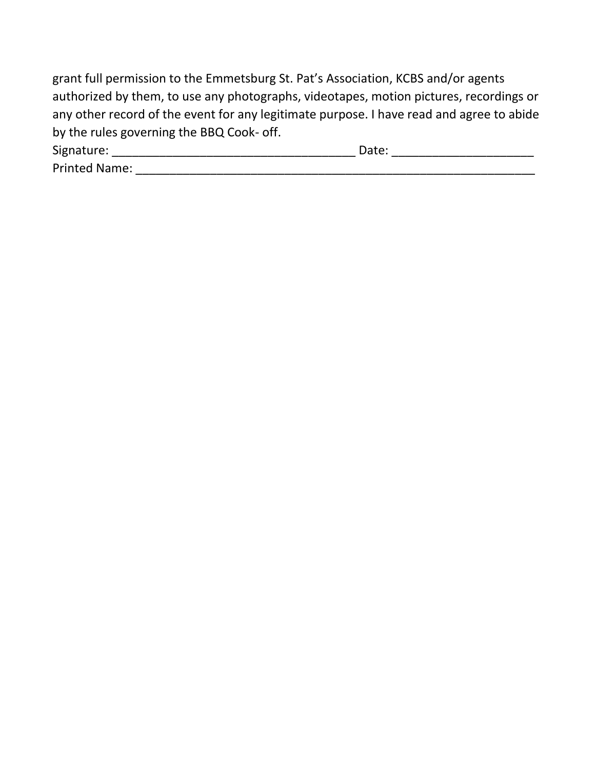grant full permission to the Emmetsburg St. Pat's Association, KCBS and/or agents authorized by them, to use any photographs, videotapes, motion pictures, recordings or any other record of the event for any legitimate purpose. I have read and agree to abide by the rules governing the BBQ Cook- off.

Signature: ___________________________________ Date: ____________________

Printed Name: __________________________________________________________